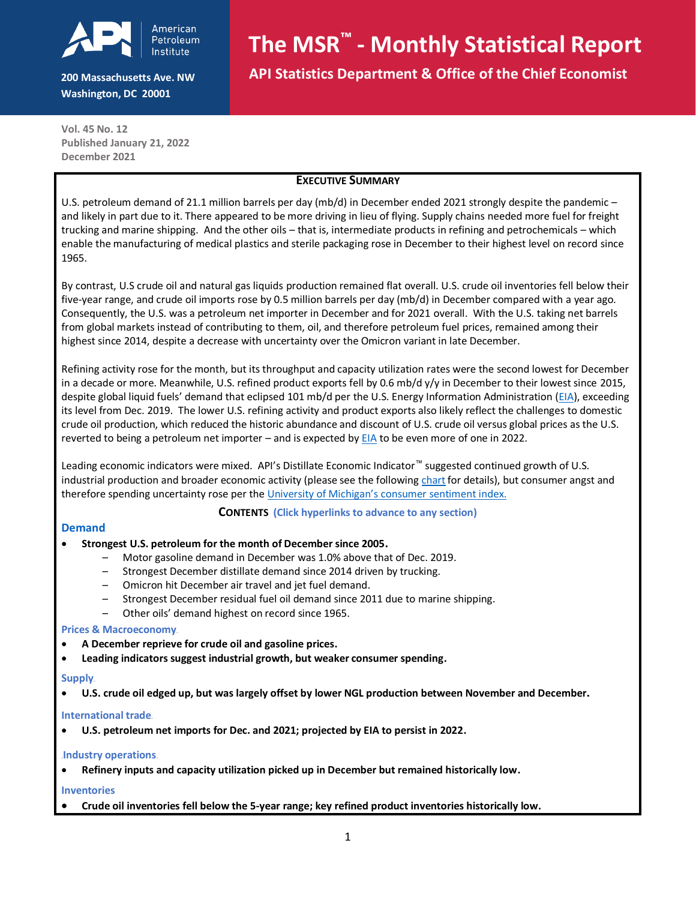American Petroleum Institute

200 Massachusetts Ave. NW
Washington, DC 20001

# The MSR™ - Monthly Statistical Report

**API Statistics Department & Office of the Chief Economist**

**Vol. 45 No. 12**
**Published January 21, 2022**
**December 2021**

## Executive Summary

U.S. petroleum demand of 21.1 million barrels per day (mb/d) in December ended 2021 strongly despite the pandemic – and likely in part due to it. There appeared to be more driving in lieu of flying. Supply chains needed more fuel for freight trucking and marine shipping. And the other oils – that is, intermediate products in refining and petrochemicals – which enable the manufacturing of medical plastics and sterile packaging rose in December to their highest level on record since 1965.

By contrast, U.S crude oil and natural gas liquids production remained flat overall. U.S. crude oil inventories fell below their five-year range, and crude oil imports rose by 0.5 million barrels per day (mb/d) in December compared with a year ago. Consequently, the U.S. was a petroleum net importer in December and for 2021 overall. With the U.S. taking net barrels from global markets instead of contributing to them, oil, and therefore petroleum fuel prices, remained among their highest since 2014, despite a decrease with uncertainty over the Omicron variant in late December.

Refining activity rose for the month, but its throughput and capacity utilization rates were the second lowest for December in a decade or more. Meanwhile, U.S. refined product exports fell by 0.6 mb/d y/y in December to their lowest since 2015, despite global liquid fuels' demand that eclipsed 101 mb/d per the U.S. Energy Information Administration (EIA), exceeding its level from Dec. 2019. The lower U.S. refining activity and product exports also likely reflect the challenges to domestic crude oil production, which reduced the historic abundance and discount of U.S. crude oil versus global prices as the U.S. reverted to being a petroleum net importer – and is expected by EIA to be even more of one in 2022.

Leading economic indicators were mixed. API's Distillate Economic Indicator™ suggested continued growth of U.S. industrial production and broader economic activity (please see the following chart for details), but consumer angst and therefore spending uncertainty rose per the University of Michigan's consumer sentiment index.

**Contents** (Click hyperlinks to advance to any section)

### Demand

- **Strongest U.S. petroleum for the month of December since 2005.**
  - Motor gasoline demand in December was 1.0% above that of Dec. 2019.
  - Strongest December distillate demand since 2014 driven by trucking.
  - Omicron hit December air travel and jet fuel demand.
  - Strongest December residual fuel oil demand since 2011 due to marine shipping.
  - Other oils' demand highest on record since 1965.

### Prices & Macroeconomy

- **A December reprieve for crude oil and gasoline prices.**
- **Leading indicators suggest industrial growth, but weaker consumer spending.**

### Supply

- **U.S. crude oil edged up, but was largely offset by lower NGL production between November and December.**

### International trade

- **U.S. petroleum net imports for Dec. and 2021; projected by EIA to persist in 2022.**

### Industry operations

- **Refinery inputs and capacity utilization picked up in December but remained historically low.**

### Inventories

- **Crude oil inventories fell below the 5-year range; key refined product inventories historically low.**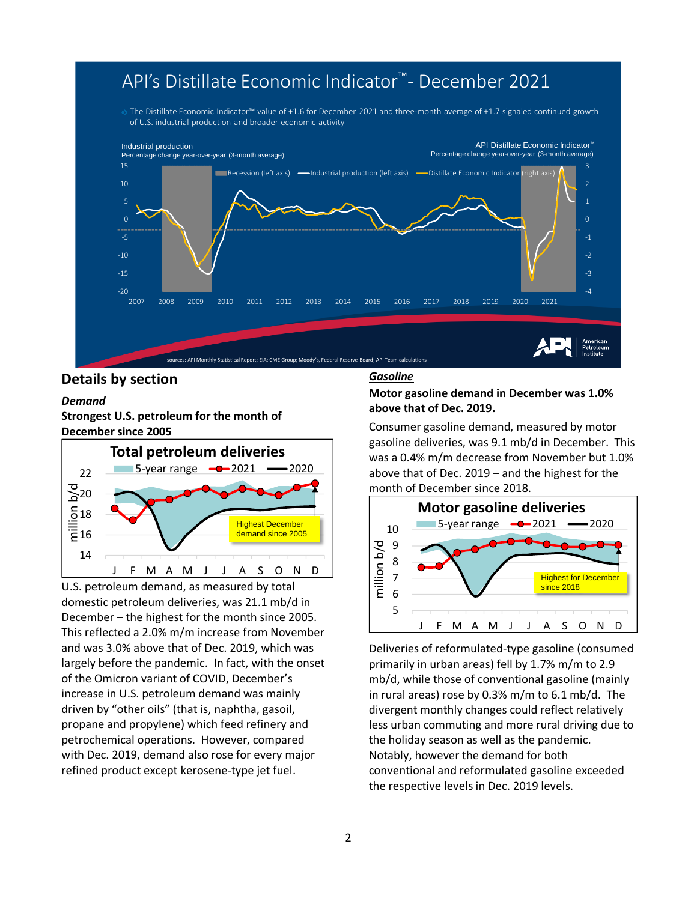# API's Distillate Economic Indicator™ - December 2021

The Distillate Economic Indicator™ value of +1.6 for December 2021 and three-month average of +1.7 signaled continued growth of U.S. industrial production and broader economic activity

## Details by section

### *Demand*

**Strongest U.S. petroleum for the month of December since 2005**

U.S. petroleum demand, as measured by total domestic petroleum deliveries, was 21.1 mb/d in December – the highest for the month since 2005. This reflected a 2.0% m/m increase from November and was 3.0% above that of Dec. 2019, which was largely before the pandemic. In fact, with the onset of the Omicron variant of COVID, December's increase in U.S. petroleum demand was mainly driven by "other oils" (that is, naphtha, gasoil, propane and propylene) which feed refinery and petrochemical operations. However, compared with Dec. 2019, demand also rose for every major refined product except kerosene-type jet fuel.

### *Gasoline*

**Motor gasoline demand in December was 1.0% above that of Dec. 2019.**

Consumer gasoline demand, measured by motor gasoline deliveries, was 9.1 mb/d in December. This was a 0.4% m/m decrease from November but 1.0% above that of Dec. 2019 – and the highest for the month of December since 2018.

Deliveries of reformulated-type gasoline (consumed primarily in urban areas) fell by 1.7% m/m to 2.9 mb/d, while those of conventional gasoline (mainly in rural areas) rose by 0.3% m/m to 6.1 mb/d. The divergent monthly changes could reflect relatively less urban commuting and more rural driving due to the holiday season as well as the pandemic. Notably, however the demand for both conventional and reformulated gasoline exceeded the respective levels in Dec. 2019 levels.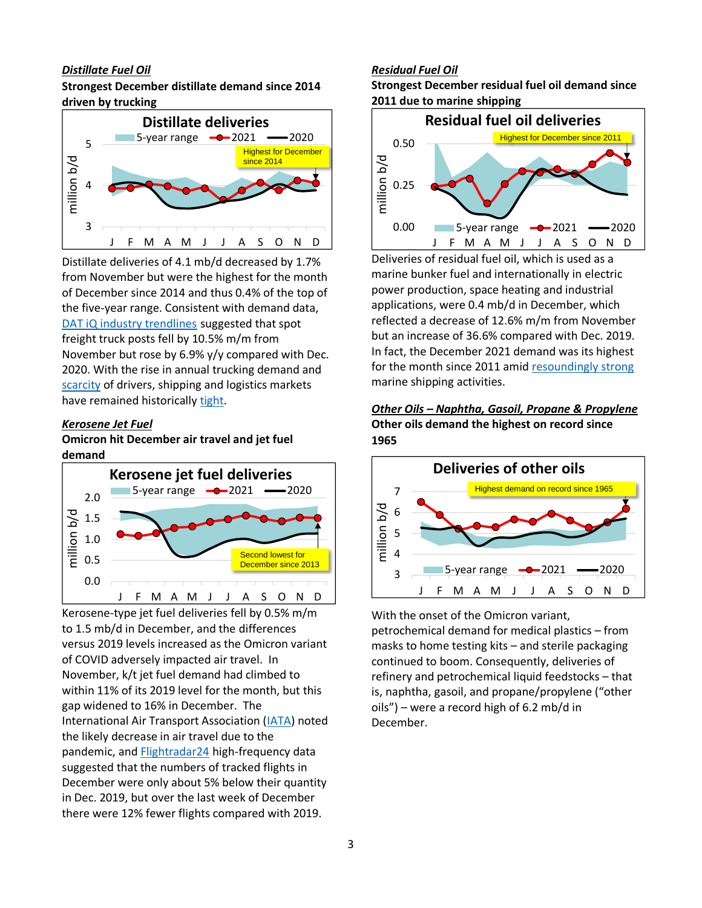***Distillate Fuel Oil***

**Strongest December distillate demand since 2014 driven by trucking**

Distillate deliveries of 4.1 mb/d decreased by 1.7% from November but were the highest for the month of December since 2014 and thus 0.4% of the top of the five-year range. Consistent with demand data, DAT iQ industry trendlines suggested that spot freight truck posts fell by 10.5% m/m from November but rose by 6.9% y/y compared with Dec. 2020. With the rise in annual trucking demand and scarcity of drivers, shipping and logistics markets have remained historically tight.

***Kerosene Jet Fuel***

**Omicron hit December air travel and jet fuel demand**

Kerosene-type jet fuel deliveries fell by 0.5% m/m to 1.5 mb/d in December, and the differences versus 2019 levels increased as the Omicron variant of COVID adversely impacted air travel. In November, k/t jet fuel demand had climbed to within 11% of its 2019 level for the month, but this gap widened to 16% in December. The International Air Transport Association (IATA) noted the likely decrease in air travel due to the pandemic, and Flightradar24 high-frequency data suggested that the numbers of tracked flights in December were only about 5% below their quantity in Dec. 2019, but over the last week of December there were 12% fewer flights compared with 2019.

***Residual Fuel Oil***

**Strongest December residual fuel oil demand since 2011 due to marine shipping**

Deliveries of residual fuel oil, which is used as a marine bunker fuel and internationally in electric power production, space heating and industrial applications, were 0.4 mb/d in December, which reflected a decrease of 12.6% m/m from November but an increase of 36.6% compared with Dec. 2019. In fact, the December 2021 demand was its highest for the month since 2011 amid resoundingly strong marine shipping activities.

***Other Oils – Naphtha, Gasoil, Propane & Propylene***

**Other oils demand the highest on record since 1965**

With the onset of the Omicron variant, petrochemical demand for medical plastics – from masks to home testing kits – and sterile packaging continued to boom. Consequently, deliveries of refinery and petrochemical liquid feedstocks – that is, naphtha, gasoil, and propane/propylene ("other oils") – were a record high of 6.2 mb/d in December.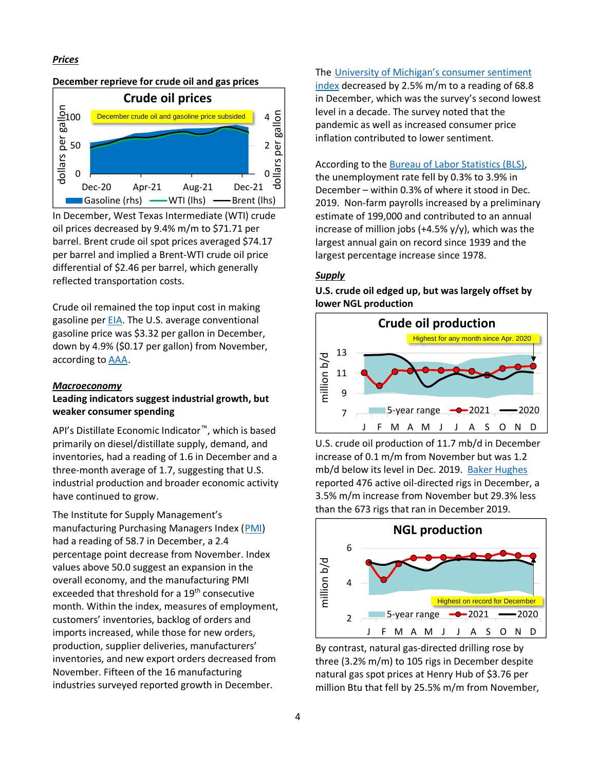***Prices***

**December reprieve for crude oil and gas prices**

In December, West Texas Intermediate (WTI) crude oil prices decreased by 9.4% m/m to $71.71 per barrel. Brent crude oil spot prices averaged $74.17 per barrel and implied a Brent-WTI crude oil price differential of $2.46 per barrel, which generally reflected transportation costs.

Crude oil remained the top input cost in making gasoline per EIA. The U.S. average conventional gasoline price was $3.32 per gallon in December, down by 4.9% ($0.17 per gallon) from November, according to AAA.

***Macroeconomy***

**Leading indicators suggest industrial growth, but weaker consumer spending**

API's Distillate Economic Indicator™, which is based primarily on diesel/distillate supply, demand, and inventories, had a reading of 1.6 in December and a three-month average of 1.7, suggesting that U.S. industrial production and broader economic activity have continued to grow.

The Institute for Supply Management's manufacturing Purchasing Managers Index (PMI) had a reading of 58.7 in December, a 2.4 percentage point decrease from November. Index values above 50.0 suggest an expansion in the overall economy, and the manufacturing PMI exceeded that threshold for a 19th consecutive month. Within the index, measures of employment, customers' inventories, backlog of orders and imports increased, while those for new orders, production, supplier deliveries, manufacturers' inventories, and new export orders decreased from November. Fifteen of the 16 manufacturing industries surveyed reported growth in December.

The University of Michigan's consumer sentiment index decreased by 2.5% m/m to a reading of 68.8 in December, which was the survey's second lowest level in a decade. The survey noted that the pandemic as well as increased consumer price inflation contributed to lower sentiment.

According to the Bureau of Labor Statistics (BLS), the unemployment rate fell by 0.3% to 3.9% in December – within 0.3% of where it stood in Dec. 2019. Non-farm payrolls increased by a preliminary estimate of 199,000 and contributed to an annual increase of million jobs (+4.5% y/y), which was the largest annual gain on record since 1939 and the largest percentage increase since 1978.

***Supply***

**U.S. crude oil edged up, but was largely offset by lower NGL production**

U.S. crude oil production of 11.7 mb/d in December increase of 0.1 m/m from November but was 1.2 mb/d below its level in Dec. 2019. Baker Hughes reported 476 active oil-directed rigs in December, a 3.5% m/m increase from November but 29.3% less than the 673 rigs that ran in December 2019.

By contrast, natural gas-directed drilling rose by three (3.2% m/m) to 105 rigs in December despite natural gas spot prices at Henry Hub of $3.76 per million Btu that fell by 25.5% m/m from November,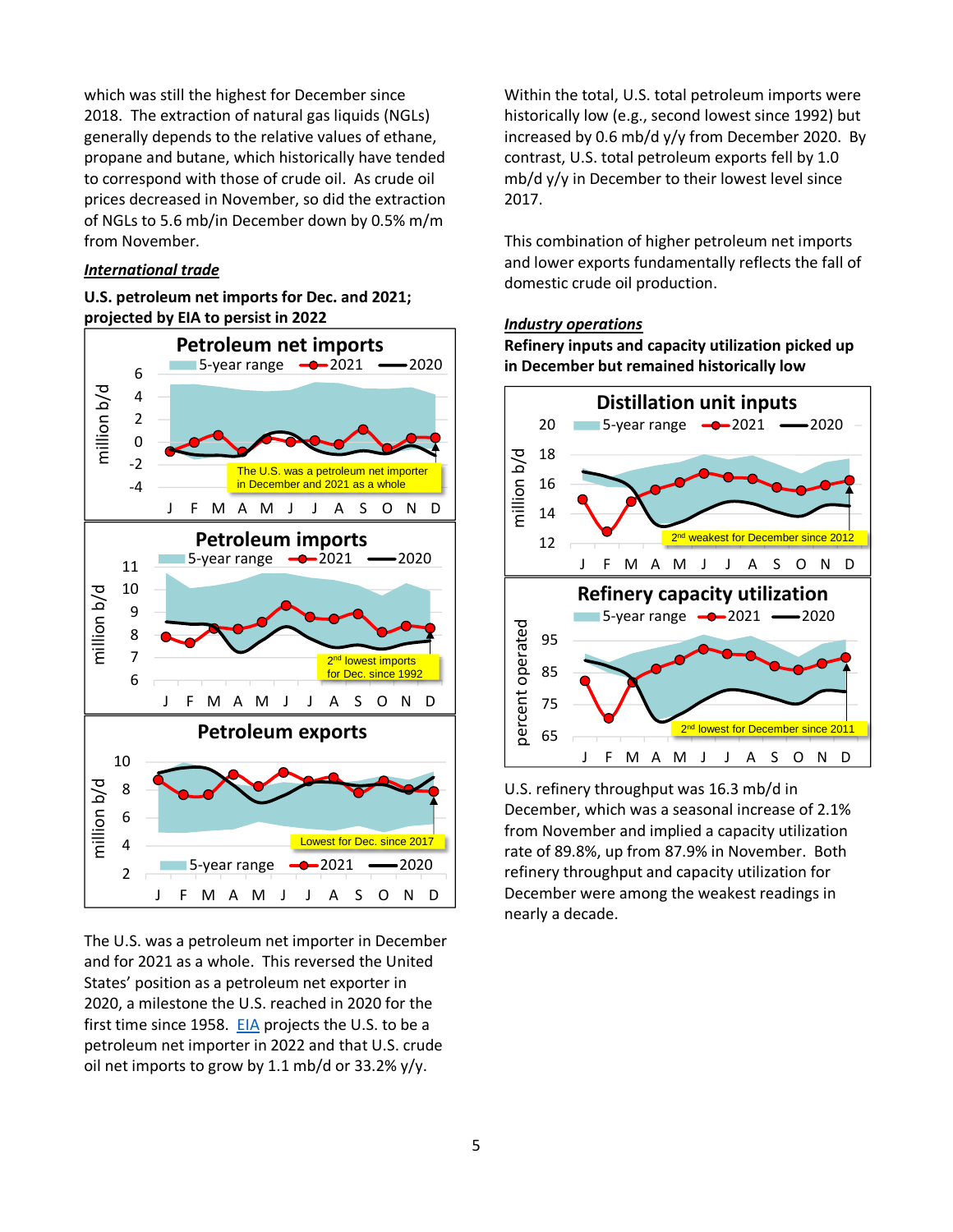which was still the highest for December since 2018. The extraction of natural gas liquids (NGLs) generally depends to the relative values of ethane, propane and butane, which historically have tended to correspond with those of crude oil. As crude oil prices decreased in November, so did the extraction of NGLs to 5.6 mb/in December down by 0.5% m/m from November.

***International trade***

**U.S. petroleum net imports for Dec. and 2021; projected by EIA to persist in 2022**

The U.S. was a petroleum net importer in December and for 2021 as a whole. This reversed the United States' position as a petroleum net exporter in 2020, a milestone the U.S. reached in 2020 for the first time since 1958. EIA projects the U.S. to be a petroleum net importer in 2022 and that U.S. crude oil net imports to grow by 1.1 mb/d or 33.2% y/y.

Within the total, U.S. total petroleum imports were historically low (e.g., second lowest since 1992) but increased by 0.6 mb/d y/y from December 2020. By contrast, U.S. total petroleum exports fell by 1.0 mb/d y/y in December to their lowest level since 2017.

This combination of higher petroleum net imports and lower exports fundamentally reflects the fall of domestic crude oil production.

***Industry operations***

**Refinery inputs and capacity utilization picked up in December but remained historically low**

U.S. refinery throughput was 16.3 mb/d in December, which was a seasonal increase of 2.1% from November and implied a capacity utilization rate of 89.8%, up from 87.9% in November. Both refinery throughput and capacity utilization for December were among the weakest readings in nearly a decade.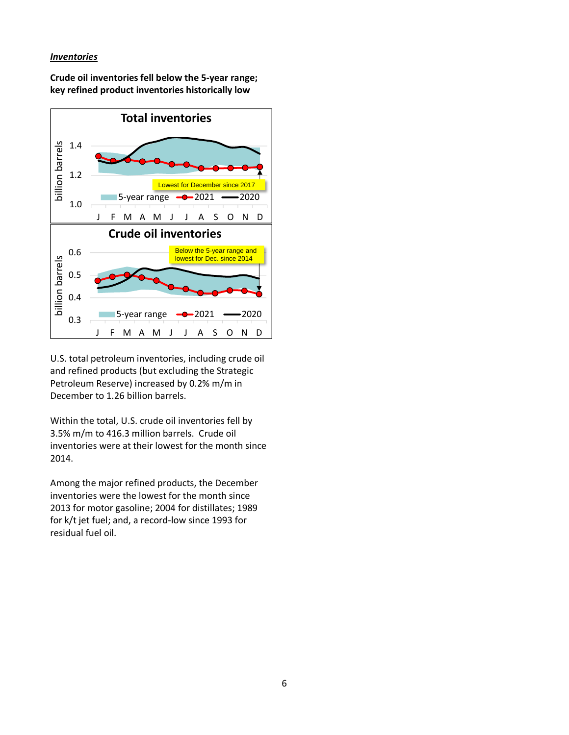***Inventories***

**Crude oil inventories fell below the 5-year range; key refined product inventories historically low**

U.S. total petroleum inventories, including crude oil and refined products (but excluding the Strategic Petroleum Reserve) increased by 0.2% m/m in December to 1.26 billion barrels.

Within the total, U.S. crude oil inventories fell by 3.5% m/m to 416.3 million barrels. Crude oil inventories were at their lowest for the month since 2014.

Among the major refined products, the December inventories were the lowest for the month since 2013 for motor gasoline; 2004 for distillates; 1989 for k/t jet fuel; and, a record-low since 1993 for residual fuel oil.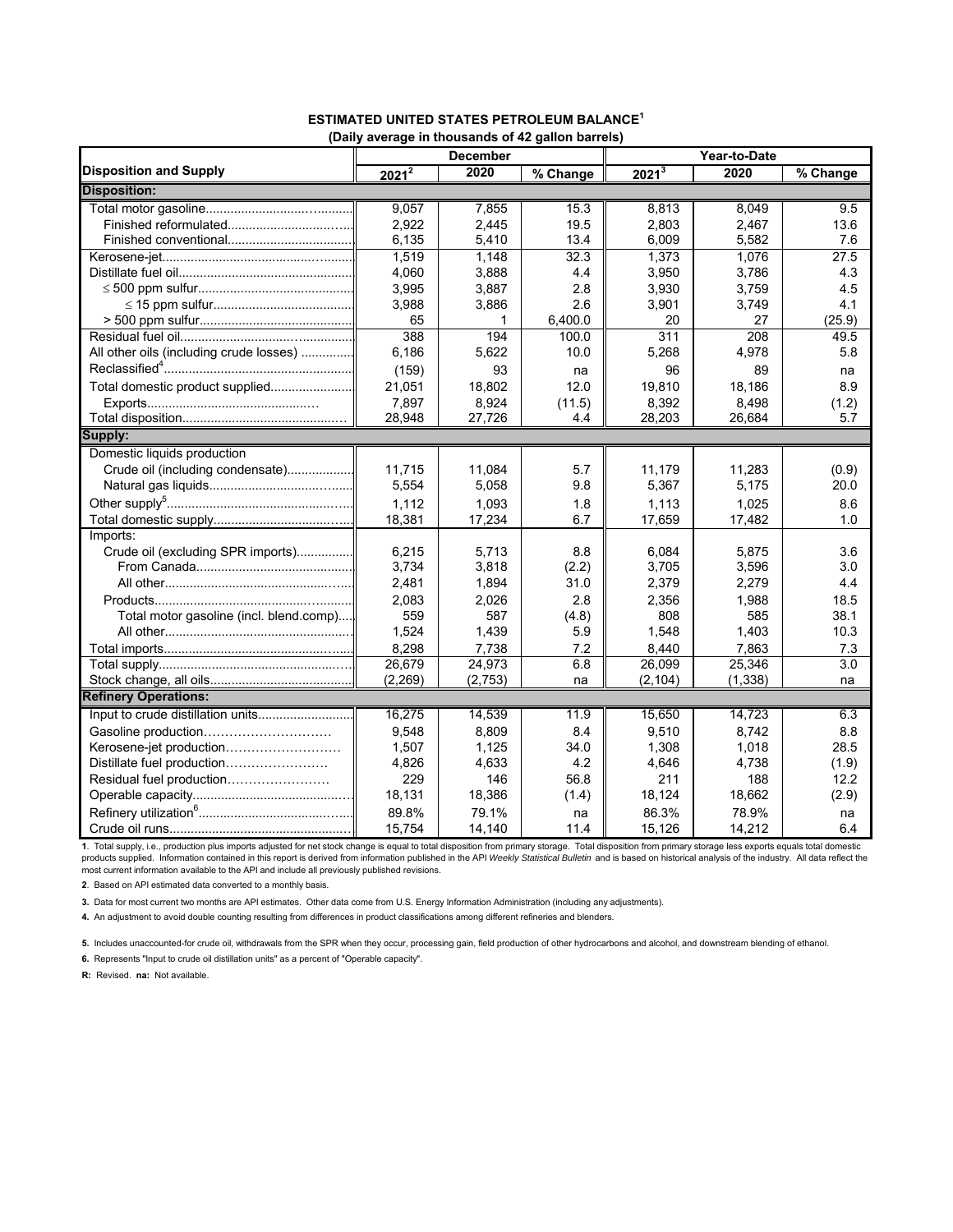## ESTIMATED UNITED STATES PETROLEUM BALANCE[1]

**(Daily average in thousands of 42 gallon barrels)**

| Disposition and Supply | December | | | Year-to-Date | | |
|---|---|---|---|---|---|---|
| | 2021[2] | 2020 | % Change | 2021[3] | 2020 | % Change |
| **Disposition:** | | | | | | |
| Total motor gasoline | 9,057 | 7,855 | 15.3 | 8,813 | 8,049 | 9.5 |
| Finished reformulated | 2,922 | 2,445 | 19.5 | 2,803 | 2,467 | 13.6 |
| Finished conventional | 6,135 | 5,410 | 13.4 | 6,009 | 5,582 | 7.6 |
| Kerosene-jet | 1,519 | 1,148 | 32.3 | 1,373 | 1,076 | 27.5 |
| Distillate fuel oil | 4,060 | 3,888 | 4.4 | 3,950 | 3,786 | 4.3 |
| ≤ 500 ppm sulfur | 3,995 | 3,887 | 2.8 | 3,930 | 3,759 | 4.5 |
| ≤ 15 ppm sulfur | 3,988 | 3,886 | 2.6 | 3,901 | 3,749 | 4.1 |
| > 500 ppm sulfur | 65 | 1 | 6,400.0 | 20 | 27 | (25.9) |
| Residual fuel oil | 388 | 194 | 100.0 | 311 | 208 | 49.5 |
| All other oils (including crude losses) | 6,186 | 5,622 | 10.0 | 5,268 | 4,978 | 5.8 |
| Reclassified[4] | (159) | 93 | na | 96 | 89 | na |
| Total domestic product supplied | 21,051 | 18,802 | 12.0 | 19,810 | 18,186 | 8.9 |
| Exports | 7,897 | 8,924 | (11.5) | 8,392 | 8,498 | (1.2) |
| Total disposition | 28,948 | 27,726 | 4.4 | 28,203 | 26,684 | 5.7 |
| **Supply:** | | | | | | |
| Domestic liquids production | | | | | | |
| Crude oil (including condensate) | 11,715 | 11,084 | 5.7 | 11,179 | 11,283 | (0.9) |
| Natural gas liquids | 5,554 | 5,058 | 9.8 | 5,367 | 5,175 | 20.0 |
| Other supply[5] | 1,112 | 1,093 | 1.8 | 1,113 | 1,025 | 8.6 |
| Total domestic supply | 18,381 | 17,234 | 6.7 | 17,659 | 17,482 | 1.0 |
| Imports: | | | | | | |
| Crude oil (excluding SPR imports) | 6,215 | 5,713 | 8.8 | 6,084 | 5,875 | 3.6 |
| From Canada | 3,734 | 3,818 | (2.2) | 3,705 | 3,596 | 3.0 |
| All other | 2,481 | 1,894 | 31.0 | 2,379 | 2,279 | 4.4 |
| Products | 2,083 | 2,026 | 2.8 | 2,356 | 1,988 | 18.5 |
| Total motor gasoline (incl. blend.comp) | 559 | 587 | (4.8) | 808 | 585 | 38.1 |
| All other | 1,524 | 1,439 | 5.9 | 1,548 | 1,403 | 10.3 |
| Total imports | 8,298 | 7,738 | 7.2 | 8,440 | 7,863 | 7.3 |
| Total supply | 26,679 | 24,973 | 6.8 | 26,099 | 25,346 | 3.0 |
| Stock change, all oils | (2,269) | (2,753) | na | (2,104) | (1,338) | na |
| **Refinery Operations:** | | | | | | |
| Input to crude distillation units | 16,275 | 14,539 | 11.9 | 15,650 | 14,723 | 6.3 |
| Gasoline production | 9,548 | 8,809 | 8.4 | 9,510 | 8,742 | 8.8 |
| Kerosene-jet production | 1,507 | 1,125 | 34.0 | 1,308 | 1,018 | 28.5 |
| Distillate fuel production | 4,826 | 4,633 | 4.2 | 4,646 | 4,738 | (1.9) |
| Residual fuel production | 229 | 146 | 56.8 | 211 | 188 | 12.2 |
| Operable capacity | 18,131 | 18,386 | (1.4) | 18,124 | 18,662 | (2.9) |
| Refinery utilization[6] | 89.8% | 79.1% | na | 86.3% | 78.9% | na |
| Crude oil runs | 15,754 | 14,140 | 11.4 | 15,126 | 14,212 | 6.4 |

**1**. Total supply, i.e., production plus imports adjusted for net stock change is equal to total disposition from primary storage. Total disposition from primary storage less exports equals total domestic products supplied. Information contained in this report is derived from information published in the API *Weekly Statistical Bulletin* and is based on historical analysis of the industry. All data reflect the most current information available to the API and include all previously published revisions.

**2**. Based on API estimated data converted to a monthly basis.

**3.** Data for most current two months are API estimates. Other data come from U.S. Energy Information Administration (including any adjustments).

**4.** An adjustment to avoid double counting resulting from differences in product classifications among different refineries and blenders.

**5.** Includes unaccounted-for crude oil, withdrawals from the SPR when they occur, processing gain, field production of other hydrocarbons and alcohol, and downstream blending of ethanol.

**6.** Represents "Input to crude oil distillation units" as a percent of "Operable capacity".

**R:** Revised. **na:** Not available.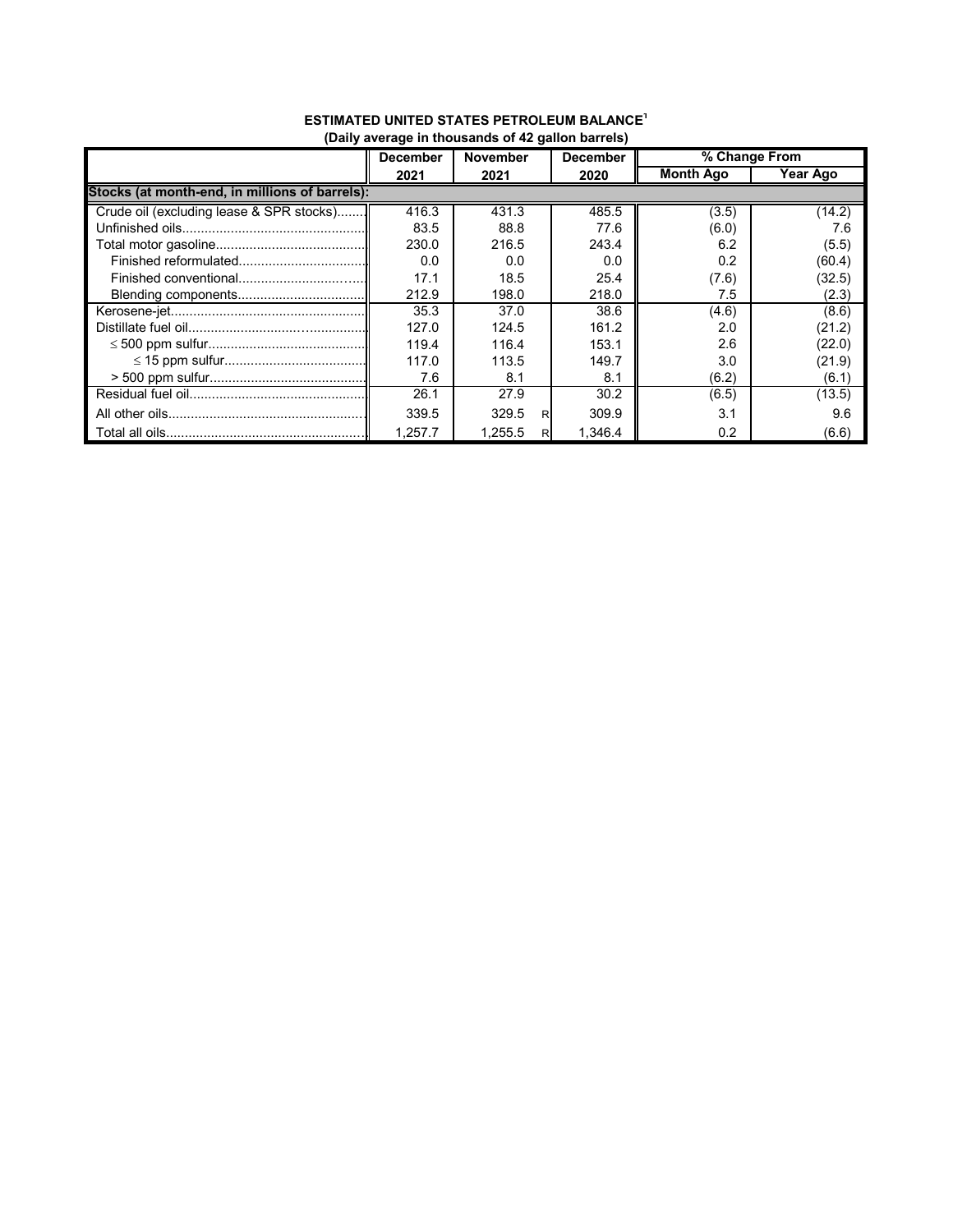**ESTIMATED UNITED STATES PETROLEUM BALANCE[1]**
**(Daily average in thousands of 42 gallon barrels)**

| | December 2021 | November 2021 | December 2020 | % Change From Month Ago | % Change From Year Ago |
|---|---|---|---|---|---|
| **Stocks (at month-end, in millions of barrels):** | | | | | |
| Crude oil (excluding lease & SPR stocks)........ | 416.3 | 431.3 | 485.5 | (3.5) | (14.2) |
| Unfinished oils................................................ | 83.5 | 88.8 | 77.6 | (6.0) | 7.6 |
| Total motor gasoline........................................ | 230.0 | 216.5 | 243.4 | 6.2 | (5.5) |
| Finished reformulated.................................. | 0.0 | 0.0 | 0.0 | 0.2 | (60.4) |
| Finished conventional................................... | 17.1 | 18.5 | 25.4 | (7.6) | (32.5) |
| Blending components.................................. | 212.9 | 198.0 | 218.0 | 7.5 | (2.3) |
| Kerosene-jet................................................... | 35.3 | 37.0 | 38.6 | (4.6) | (8.6) |
| Distillate fuel oil.............................................. | 127.0 | 124.5 | 161.2 | 2.0 | (21.2) |
| ≤ 500 ppm sulfur.......................................... | 119.4 | 116.4 | 153.1 | 2.6 | (22.0) |
| ≤ 15 ppm sulfur...................................... | 117.0 | 113.5 | 149.7 | 3.0 | (21.9) |
| > 500 ppm sulfur......................................... | 7.6 | 8.1 | 8.1 | (6.2) | (6.1) |
| Residual fuel oil............................................... | 26.1 | 27.9 | 30.2 | (6.5) | (13.5) |
| All other oils.................................................... | 339.5 | 329.5 R | 309.9 | 3.1 | 9.6 |
| Total all oils..................................................... | 1,257.7 | 1,255.5 R | 1,346.4 | 0.2 | (6.6) |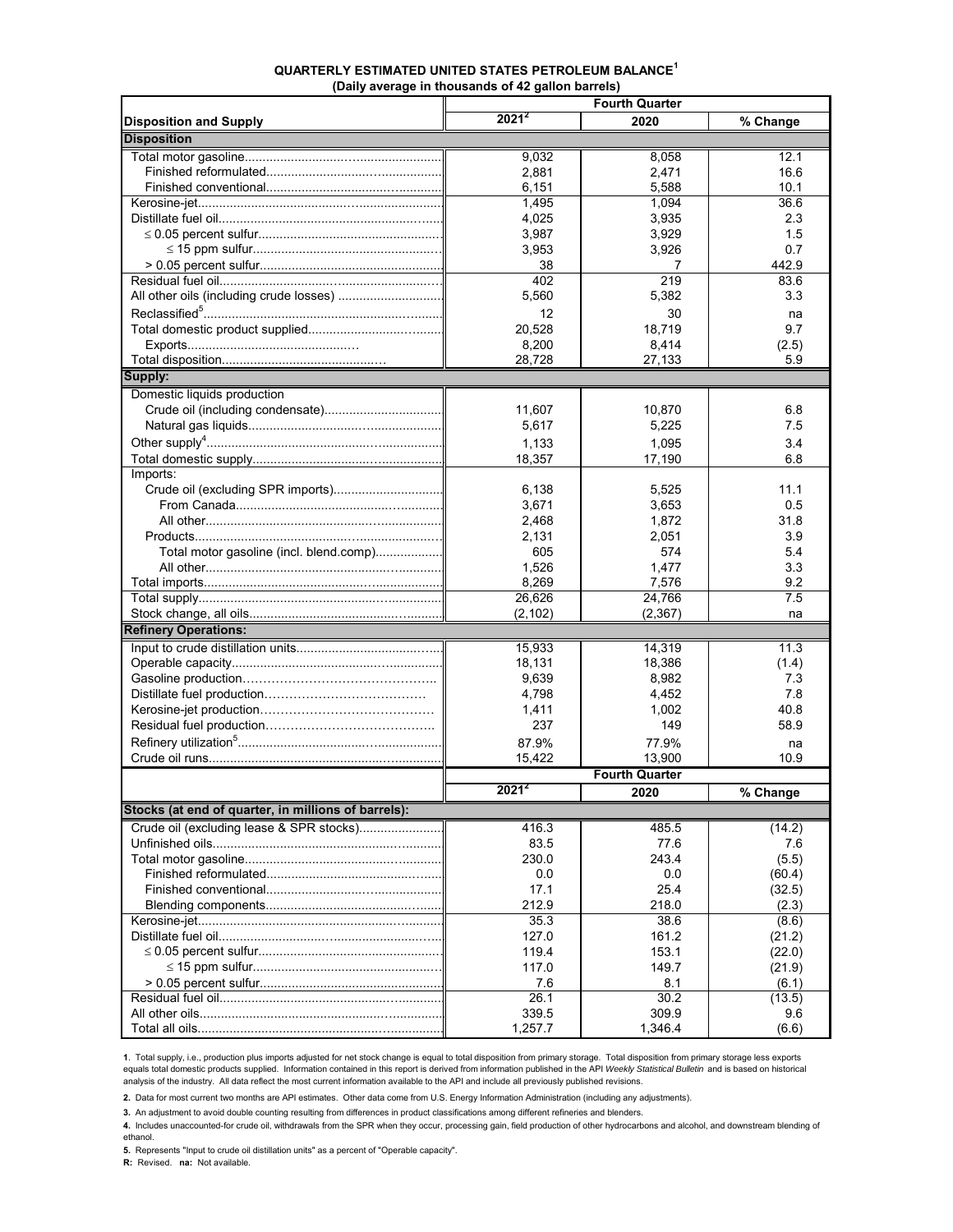# QUARTERLY ESTIMATED UNITED STATES PETROLEUM BALANCE[1]

**(Daily average in thousands of 42 gallon barrels)**

| Disposition and Supply | Fourth Quarter 2021[2] | 2020 | % Change |
|---|---|---|---|
| **Disposition** | | | |
| Total motor gasoline | 9,032 | 8,058 | 12.1 |
| Finished reformulated | 2,881 | 2,471 | 16.6 |
| Finished conventional | 6,151 | 5,588 | 10.1 |
| Kerosine-jet | 1,495 | 1,094 | 36.6 |
| Distillate fuel oil | 4,025 | 3,935 | 2.3 |
| ≤ 0.05 percent sulfur | 3,987 | 3,929 | 1.5 |
| ≤ 15 ppm sulfur | 3,953 | 3,926 | 0.7 |
| > 0.05 percent sulfur | 38 | 7 | 442.9 |
| Residual fuel oil | 402 | 219 | 83.6 |
| All other oils (including crude losses) | 5,560 | 5,382 | 3.3 |
| Reclassified[5] | 12 | 30 | na |
| Total domestic product supplied | 20,528 | 18,719 | 9.7 |
| Exports | 8,200 | 8,414 | (2.5) |
| Total disposition | 28,728 | 27,133 | 5.9 |
| **Supply:** | | | |
| Domestic liquids production | | | |
| Crude oil (including condensate) | 11,607 | 10,870 | 6.8 |
| Natural gas liquids | 5,617 | 5,225 | 7.5 |
| Other supply[4] | 1,133 | 1,095 | 3.4 |
| Total domestic supply | 18,357 | 17,190 | 6.8 |
| Imports: | | | |
| Crude oil (excluding SPR imports) | 6,138 | 5,525 | 11.1 |
| From Canada | 3,671 | 3,653 | 0.5 |
| All other | 2,468 | 1,872 | 31.8 |
| Products | 2,131 | 2,051 | 3.9 |
| Total motor gasoline (incl. blend.comp) | 605 | 574 | 5.4 |
| All other | 1,526 | 1,477 | 3.3 |
| Total imports | 8,269 | 7,576 | 9.2 |
| Total supply | 26,626 | 24,766 | 7.5 |
| Stock change, all oils | (2,102) | (2,367) | na |
| **Refinery Operations:** | | | |
| Input to crude distillation units | 15,933 | 14,319 | 11.3 |
| Operable capacity | 18,131 | 18,386 | (1.4) |
| Gasoline production | 9,639 | 8,982 | 7.3 |
| Distillate fuel production | 4,798 | 4,452 | 7.8 |
| Kerosine-jet production | 1,411 | 1,002 | 40.8 |
| Residual fuel production | 237 | 149 | 58.9 |
| Refinery utilization[5] | 87.9% | 77.9% | na |
| Crude oil runs | 15,422 | 13,900 | 10.9 |

| | Fourth Quarter 2021[2] | 2020 | % Change |
|---|---|---|---|
| **Stocks (at end of quarter, in millions of barrels):** | | | |
| Crude oil (excluding lease & SPR stocks) | 416.3 | 485.5 | (14.2) |
| Unfinished oils | 83.5 | 77.6 | 7.6 |
| Total motor gasoline | 230.0 | 243.4 | (5.5) |
| Finished reformulated | 0.0 | 0.0 | (60.4) |
| Finished conventional | 17.1 | 25.4 | (32.5) |
| Blending components | 212.9 | 218.0 | (2.3) |
| Kerosine-jet | 35.3 | 38.6 | (8.6) |
| Distillate fuel oil | 127.0 | 161.2 | (21.2) |
| ≤ 0.05 percent sulfur | 119.4 | 153.1 | (22.0) |
| ≤ 15 ppm sulfur | 117.0 | 149.7 | (21.9) |
| > 0.05 percent sulfur | 7.6 | 8.1 | (6.1) |
| Residual fuel oil | 26.1 | 30.2 | (13.5) |
| All other oils | 339.5 | 309.9 | 9.6 |
| Total all oils | 1,257.7 | 1,346.4 | (6.6) |

**1.** Total supply, i.e., production plus imports adjusted for net stock change is equal to total disposition from primary storage. Total disposition from primary storage less exports equals total domestic products supplied. Information contained in this report is derived from information published in the API *Weekly Statistical Bulletin* and is based on historical analysis of the industry. All data reflect the most current information available to the API and include all previously published revisions.

**2.** Data for most current two months are API estimates. Other data come from U.S. Energy Information Administration (including any adjustments).

**3.** An adjustment to avoid double counting resulting from differences in product classifications among different refineries and blenders.

**4.** Includes unaccounted-for crude oil, withdrawals from the SPR when they occur, processing gain, field production of other hydrocarbons and alcohol, and downstream blending of ethanol.

**5.** Represents "Input to crude oil distillation units" as a percent of "Operable capacity".

**R:** Revised. **na:** Not available.